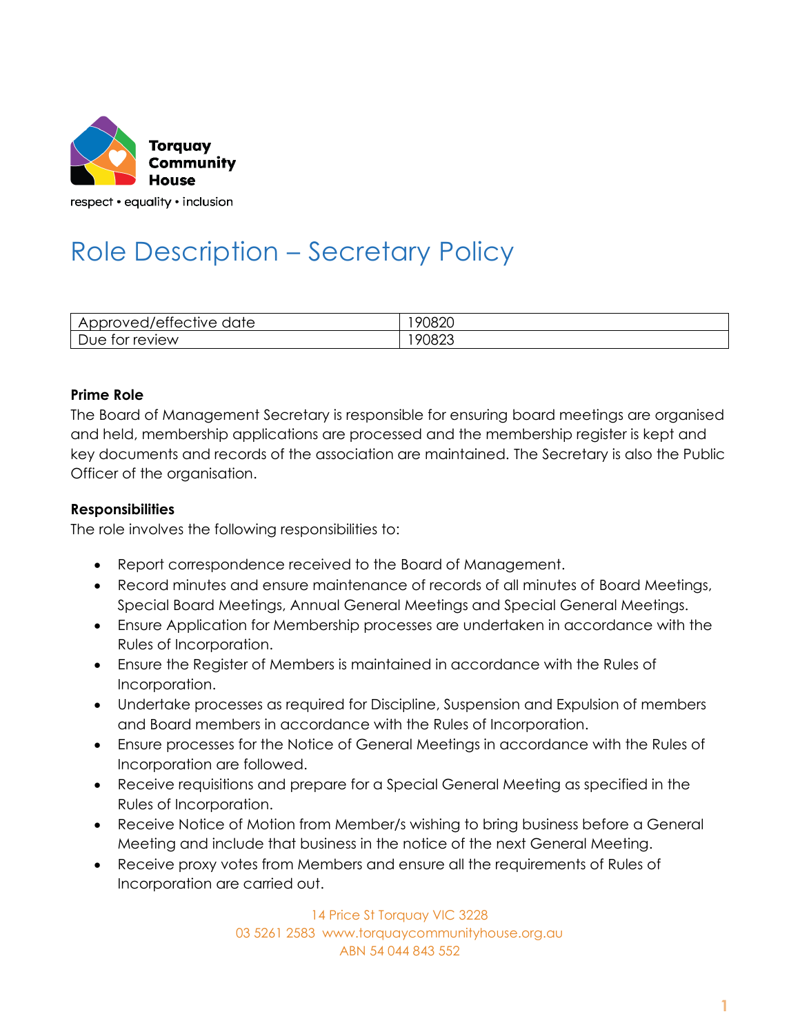Torquay Community House

respect • equality • inclusion

# Role Description – Secretary Policy

| Approved/effective date | 190820 |
|---|---|
| Due for review | 190823 |

**Prime Role**

The Board of Management Secretary is responsible for ensuring board meetings are organised and held, membership applications are processed and the membership register is kept and key documents and records of the association are maintained. The Secretary is also the Public Officer of the organisation.

**Responsibilities**

The role involves the following responsibilities to:

- Report correspondence received to the Board of Management.
- Record minutes and ensure maintenance of records of all minutes of Board Meetings, Special Board Meetings, Annual General Meetings and Special General Meetings.
- Ensure Application for Membership processes are undertaken in accordance with the Rules of Incorporation.
- Ensure the Register of Members is maintained in accordance with the Rules of Incorporation.
- Undertake processes as required for Discipline, Suspension and Expulsion of members and Board members in accordance with the Rules of Incorporation.
- Ensure processes for the Notice of General Meetings in accordance with the Rules of Incorporation are followed.
- Receive requisitions and prepare for a Special General Meeting as specified in the Rules of Incorporation.
- Receive Notice of Motion from Member/s wishing to bring business before a General Meeting and include that business in the notice of the next General Meeting.
- Receive proxy votes from Members and ensure all the requirements of Rules of Incorporation are carried out.

14 Price St Torquay VIC 3228
03 5261 2583 www.torquaycommunityhouse.org.au
ABN 54 044 843 552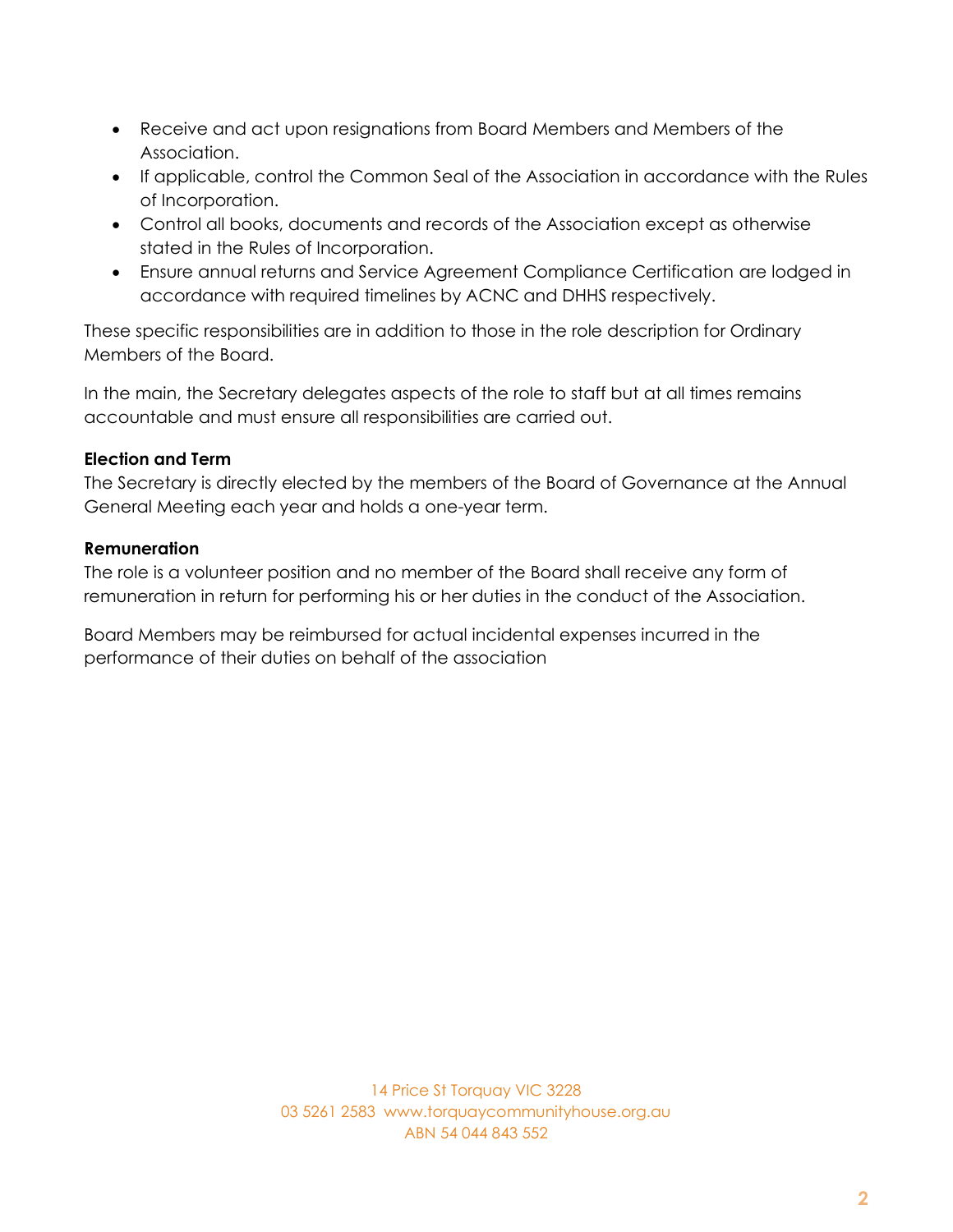- Receive and act upon resignations from Board Members and Members of the Association.
- If applicable, control the Common Seal of the Association in accordance with the Rules of Incorporation.
- Control all books, documents and records of the Association except as otherwise stated in the Rules of Incorporation.
- Ensure annual returns and Service Agreement Compliance Certification are lodged in accordance with required timelines by ACNC and DHHS respectively.

These specific responsibilities are in addition to those in the role description for Ordinary Members of the Board.

In the main, the Secretary delegates aspects of the role to staff but at all times remains accountable and must ensure all responsibilities are carried out.

**Election and Term**
The Secretary is directly elected by the members of the Board of Governance at the Annual General Meeting each year and holds a one-year term.

**Remuneration**
The role is a volunteer position and no member of the Board shall receive any form of remuneration in return for performing his or her duties in the conduct of the Association.

Board Members may be reimbursed for actual incidental expenses incurred in the performance of their duties on behalf of the association